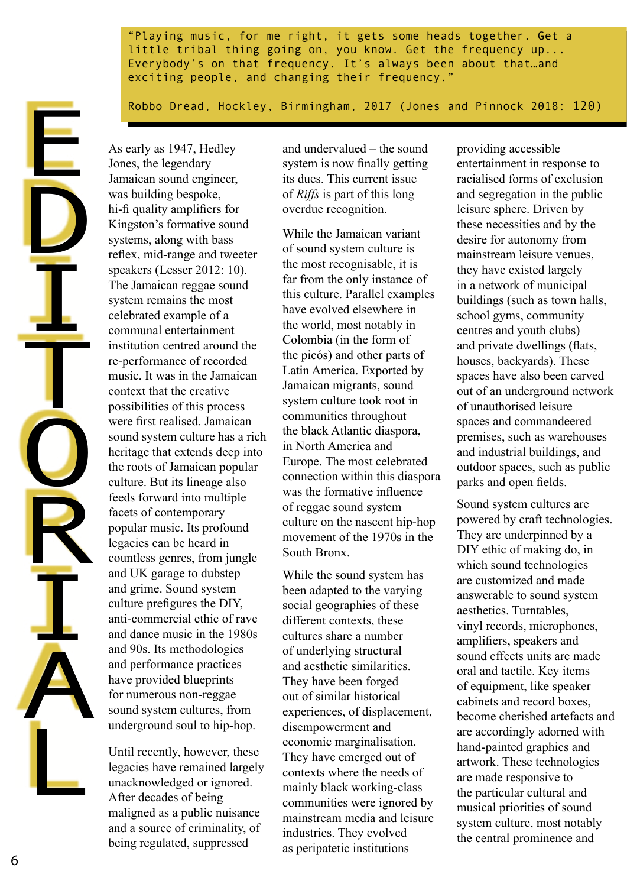# EDITORIAL

> "Playing music, for me right, it gets some heads together. Get a little tribal thing going on, you know. Get the frequency up... Everybody's on that frequency. It's always been about that…and exciting people, and changing their frequency."
>
> Robbo Dread, Hockley, Birmingham, 2017 (Jones and Pinnock 2018: 120)

As early as 1947, Hedley Jones, the legendary Jamaican sound engineer, was building bespoke, hi-fi quality amplifiers for Kingston's formative sound systems, along with bass reflex, mid-range and tweeter speakers (Lesser 2012: 10). The Jamaican reggae sound system remains the most celebrated example of a communal entertainment institution centred around the re-performance of recorded music. It was in the Jamaican context that the creative possibilities of this process were first realised. Jamaican sound system culture has a rich heritage that extends deep into the roots of Jamaican popular culture. But its lineage also feeds forward into multiple facets of contemporary popular music. Its profound legacies can be heard in countless genres, from jungle and UK garage to dubstep and grime. Sound system culture prefigures the DIY, anti-commercial ethic of rave and dance music in the 1980s and 90s. Its methodologies and performance practices have provided blueprints for numerous non-reggae sound system cultures, from underground soul to hip-hop.

Until recently, however, these legacies have remained largely unacknowledged or ignored. After decades of being maligned as a public nuisance and a source of criminality, of being regulated, suppressed and undervalued – the sound system is now finally getting its dues. This current issue of *Riffs* is part of this long overdue recognition.

While the Jamaican variant of sound system culture is the most recognisable, it is far from the only instance of this culture. Parallel examples have evolved elsewhere in the world, most notably in Colombia (in the form of the picós) and other parts of Latin America. Exported by Jamaican migrants, sound system culture took root in communities throughout the black Atlantic diaspora, in North America and Europe. The most celebrated connection within this diaspora was the formative influence of reggae sound system culture on the nascent hip-hop movement of the 1970s in the South Bronx.

While the sound system has been adapted to the varying social geographies of these different contexts, these cultures share a number of underlying structural and aesthetic similarities. They have been forged out of similar historical experiences, of displacement, disempowerment and economic marginalisation. They have emerged out of contexts where the needs of mainly black working-class communities were ignored by mainstream media and leisure industries. They evolved as peripatetic institutions providing accessible entertainment in response to racialised forms of exclusion and segregation in the public leisure sphere. Driven by these necessities and by the desire for autonomy from mainstream leisure venues, they have existed largely in a network of municipal buildings (such as town halls, school gyms, community centres and youth clubs) and private dwellings (flats, houses, backyards). These spaces have also been carved out of an underground network of unauthorised leisure spaces and commandeered premises, such as warehouses and industrial buildings, and outdoor spaces, such as public parks and open fields.

Sound system cultures are powered by craft technologies. They are underpinned by a DIY ethic of making do, in which sound technologies are customized and made answerable to sound system aesthetics. Turntables, vinyl records, microphones, amplifiers, speakers and sound effects units are made oral and tactile. Key items of equipment, like speaker cabinets and record boxes, become cherished artefacts and are accordingly adorned with hand-painted graphics and artwork. These technologies are made responsive to the particular cultural and musical priorities of sound system culture, most notably the central prominence and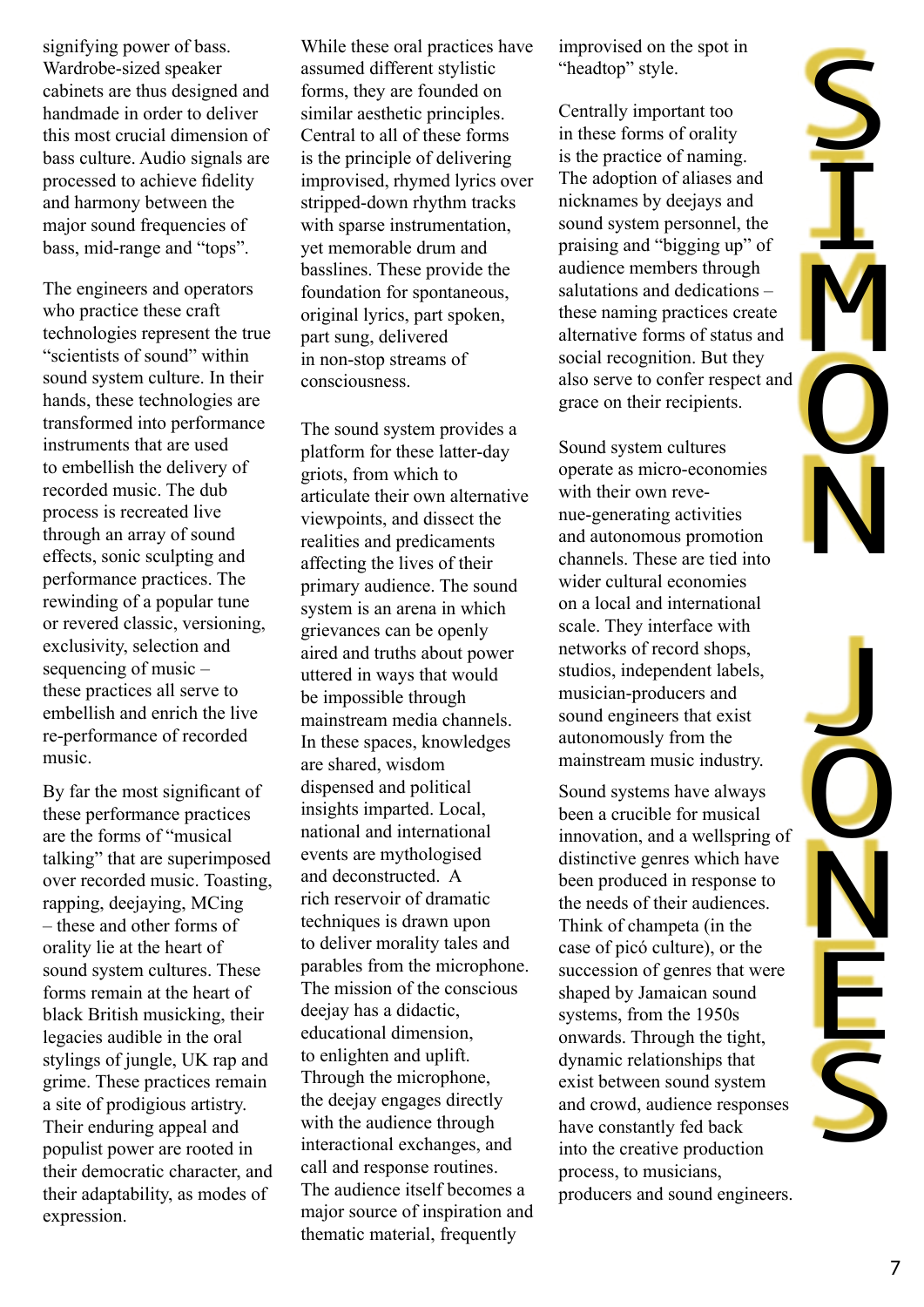signifying power of bass. Wardrobe-sized speaker cabinets are thus designed and handmade in order to deliver this most crucial dimension of bass culture. Audio signals are processed to achieve fidelity and harmony between the major sound frequencies of bass, mid-range and "tops".

The engineers and operators who practice these craft technologies represent the true "scientists of sound" within sound system culture. In their hands, these technologies are transformed into performance instruments that are used to embellish the delivery of recorded music. The dub process is recreated live through an array of sound effects, sonic sculpting and performance practices. The rewinding of a popular tune or revered classic, versioning, exclusivity, selection and sequencing of music – these practices all serve to embellish and enrich the live re-performance of recorded music.

By far the most significant of these performance practices are the forms of "musical talking" that are superimposed over recorded music. Toasting, rapping, deejaying, MCing – these and other forms of orality lie at the heart of sound system cultures. These forms remain at the heart of black British musicking, their legacies audible in the oral stylings of jungle, UK rap and grime. These practices remain a site of prodigious artistry. Their enduring appeal and populist power are rooted in their democratic character, and their adaptability, as modes of expression.

While these oral practices have assumed different stylistic forms, they are founded on similar aesthetic principles. Central to all of these forms is the principle of delivering improvised, rhymed lyrics over stripped-down rhythm tracks with sparse instrumentation, yet memorable drum and basslines. These provide the foundation for spontaneous, original lyrics, part spoken, part sung, delivered in non-stop streams of consciousness.

The sound system provides a platform for these latter-day griots, from which to articulate their own alternative viewpoints, and dissect the realities and predicaments affecting the lives of their primary audience. The sound system is an arena in which grievances can be openly aired and truths about power uttered in ways that would be impossible through mainstream media channels. In these spaces, knowledges are shared, wisdom dispensed and political insights imparted. Local, national and international events are mythologised and deconstructed. A rich reservoir of dramatic techniques is drawn upon to deliver morality tales and parables from the microphone. The mission of the conscious deejay has a didactic, educational dimension, to enlighten and uplift. Through the microphone, the deejay engages directly with the audience through interactional exchanges, and call and response routines. The audience itself becomes a major source of inspiration and thematic material, frequently improvised on the spot in "headtop" style.

Centrally important too in these forms of orality is the practice of naming. The adoption of aliases and nicknames by deejays and sound system personnel, the praising and "bigging up" of audience members through salutations and dedications – these naming practices create alternative forms of status and social recognition. But they also serve to confer respect and grace on their recipients.

Sound system cultures operate as micro-economies with their own revenue-generating activities and autonomous promotion channels. These are tied into wider cultural economies on a local and international scale. They interface with networks of record shops, studios, independent labels, musician-producers and sound engineers that exist autonomously from the mainstream music industry.

Sound systems have always been a crucible for musical innovation, and a wellspring of distinctive genres which have been produced in response to the needs of their audiences. Think of champeta (in the case of picó culture), or the succession of genres that were shaped by Jamaican sound systems, from the 1950s onwards. Through the tight, dynamic relationships that exist between sound system and crowd, audience responses have constantly fed back into the creative production process, to musicians, producers and sound engineers.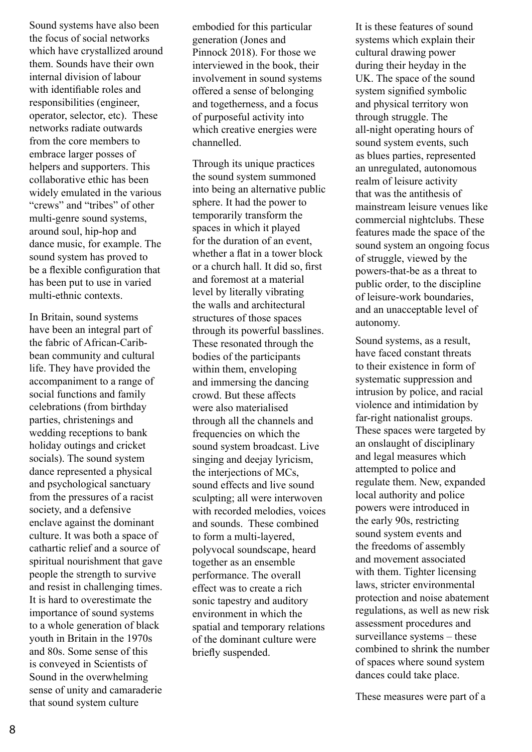Sound systems have also been the focus of social networks which have crystallized around them. Sounds have their own internal division of labour with identifiable roles and responsibilities (engineer, operator, selector, etc). These networks radiate outwards from the core members to embrace larger posses of helpers and supporters. This collaborative ethic has been widely emulated in the various "crews" and "tribes" of other multi-genre sound systems, around soul, hip-hop and dance music, for example. The sound system has proved to be a flexible configuration that has been put to use in varied multi-ethnic contexts.

In Britain, sound systems have been an integral part of the fabric of African-Caribbean community and cultural life. They have provided the accompaniment to a range of social functions and family celebrations (from birthday parties, christenings and wedding receptions to bank holiday outings and cricket socials). The sound system dance represented a physical and psychological sanctuary from the pressures of a racist society, and a defensive enclave against the dominant culture. It was both a space of cathartic relief and a source of spiritual nourishment that gave people the strength to survive and resist in challenging times. It is hard to overestimate the importance of sound systems to a whole generation of black youth in Britain in the 1970s and 80s. Some sense of this is conveyed in Scientists of Sound in the overwhelming sense of unity and camaraderie that sound system culture embodied for this particular generation (Jones and Pinnock 2018). For those we interviewed in the book, their involvement in sound systems offered a sense of belonging and togetherness, and a focus of purposeful activity into which creative energies were channelled.

Through its unique practices the sound system summoned into being an alternative public sphere. It had the power to temporarily transform the spaces in which it played for the duration of an event, whether a flat in a tower block or a church hall. It did so, first and foremost at a material level by literally vibrating the walls and architectural structures of those spaces through its powerful basslines. These resonated through the bodies of the participants within them, enveloping and immersing the dancing crowd. But these affects were also materialised through all the channels and frequencies on which the sound system broadcast. Live singing and deejay lyricism, the interjections of MCs, sound effects and live sound sculpting; all were interwoven with recorded melodies, voices and sounds. These combined to form a multi-layered, polyvocal soundscape, heard together as an ensemble performance. The overall effect was to create a rich sonic tapestry and auditory environment in which the spatial and temporary relations of the dominant culture were briefly suspended.

It is these features of sound systems which explain their cultural drawing power during their heyday in the UK. The space of the sound system signified symbolic and physical territory won through struggle. The all-night operating hours of sound system events, such as blues parties, represented an unregulated, autonomous realm of leisure activity that was the antithesis of mainstream leisure venues like commercial nightclubs. These features made the space of the sound system an ongoing focus of struggle, viewed by the powers-that-be as a threat to public order, to the discipline of leisure-work boundaries, and an unacceptable level of autonomy.

Sound systems, as a result, have faced constant threats to their existence in form of systematic suppression and intrusion by police, and racial violence and intimidation by far-right nationalist groups. These spaces were targeted by an onslaught of disciplinary and legal measures which attempted to police and regulate them. New, expanded local authority and police powers were introduced in the early 90s, restricting sound system events and the freedoms of assembly and movement associated with them. Tighter licensing laws, stricter environmental protection and noise abatement regulations, as well as new risk assessment procedures and surveillance systems – these combined to shrink the number of spaces where sound system dances could take place.

These measures were part of a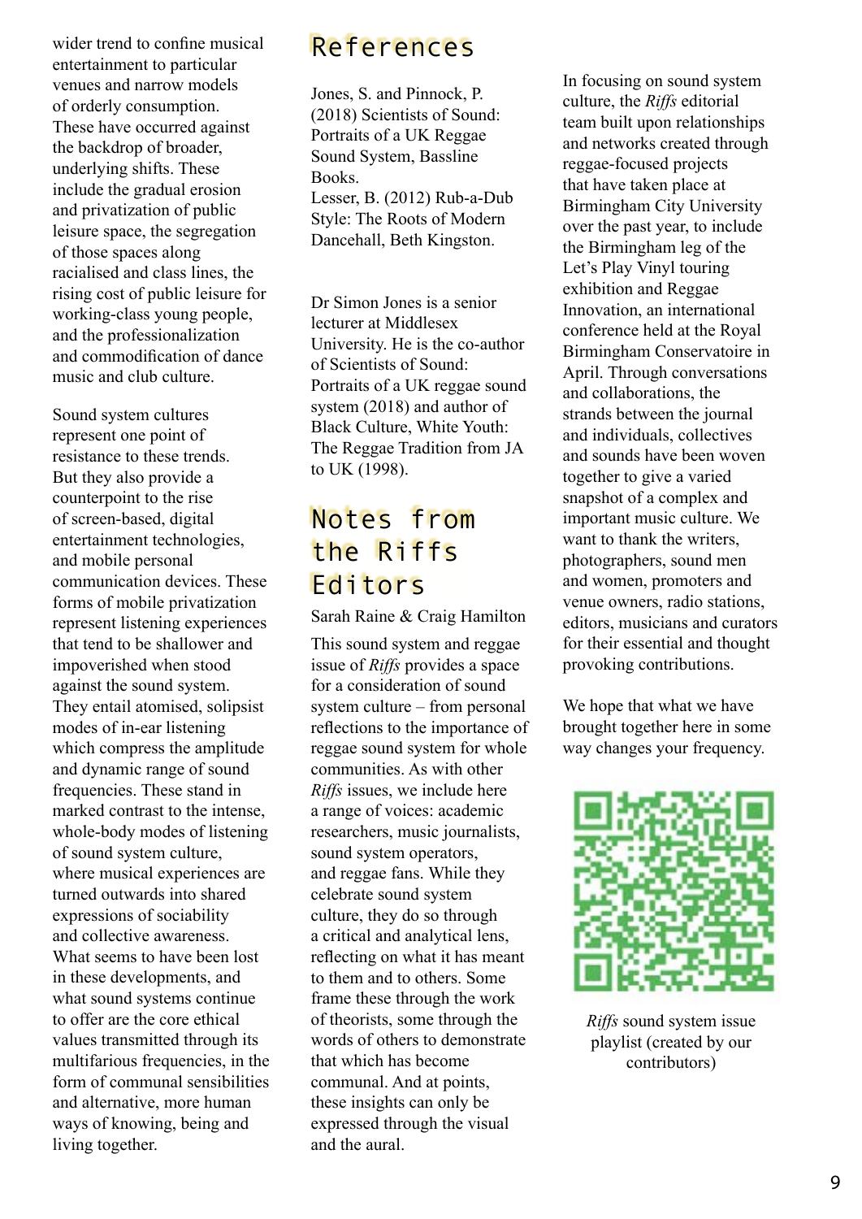wider trend to confine musical entertainment to particular venues and narrow models of orderly consumption. These have occurred against the backdrop of broader, underlying shifts. These include the gradual erosion and privatization of public leisure space, the segregation of those spaces along racialised and class lines, the rising cost of public leisure for working-class young people, and the professionalization and commodification of dance music and club culture.

Sound system cultures represent one point of resistance to these trends. But they also provide a counterpoint to the rise of screen-based, digital entertainment technologies, and mobile personal communication devices. These forms of mobile privatization represent listening experiences that tend to be shallower and impoverished when stood against the sound system. They entail atomised, solipsist modes of in-ear listening which compress the amplitude and dynamic range of sound frequencies. These stand in marked contrast to the intense, whole-body modes of listening of sound system culture, where musical experiences are turned outwards into shared expressions of sociability and collective awareness. What seems to have been lost in these developments, and what sound systems continue to offer are the core ethical values transmitted through its multifarious frequencies, in the form of communal sensibilities and alternative, more human ways of knowing, being and living together.

## References

Jones, S. and Pinnock, P. (2018) Scientists of Sound: Portraits of a UK Reggae Sound System, Bassline Books.
Lesser, B. (2012) Rub-a-Dub Style: The Roots of Modern Dancehall, Beth Kingston.

Dr Simon Jones is a senior lecturer at Middlesex University. He is the co-author of Scientists of Sound: Portraits of a UK reggae sound system (2018) and author of Black Culture, White Youth: The Reggae Tradition from JA to UK (1998).

## Notes from the Riffs Editors

Sarah Raine & Craig Hamilton

This sound system and reggae issue of *Riffs* provides a space for a consideration of sound system culture – from personal reflections to the importance of reggae sound system for whole communities. As with other *Riffs* issues, we include here a range of voices: academic researchers, music journalists, sound system operators, and reggae fans. While they celebrate sound system culture, they do so through a critical and analytical lens, reflecting on what it has meant to them and to others. Some frame these through the work of theorists, some through the words of others to demonstrate that which has become communal. And at points, these insights can only be expressed through the visual and the aural.

In focusing on sound system culture, the *Riffs* editorial team built upon relationships and networks created through reggae-focused projects that have taken place at Birmingham City University over the past year, to include the Birmingham leg of the Let's Play Vinyl touring exhibition and Reggae Innovation, an international conference held at the Royal Birmingham Conservatoire in April. Through conversations and collaborations, the strands between the journal and individuals, collectives and sounds have been woven together to give a varied snapshot of a complex and important music culture. We want to thank the writers, photographers, sound men and women, promoters and venue owners, radio stations, editors, musicians and curators for their essential and thought provoking contributions.

We hope that what we have brought together here in some way changes your frequency.

*Riffs* sound system issue playlist (created by our contributors)